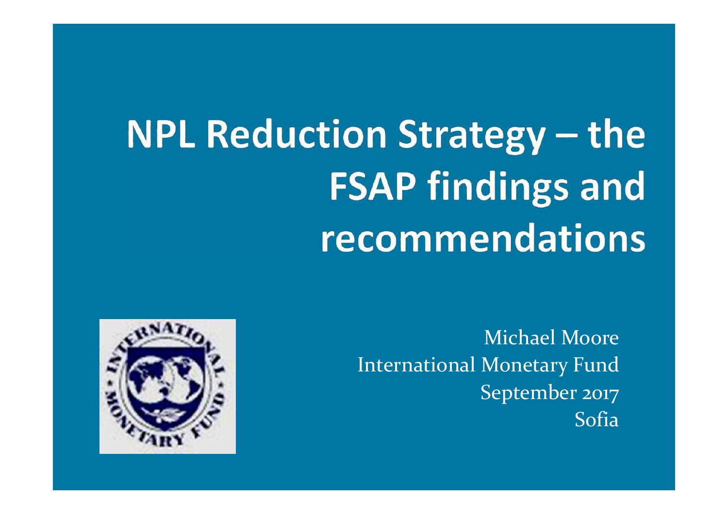# NPL Reduction Strategy – the FSAP findings and recommendations

Michael Moore
International Monetary Fund
September 2017
Sofia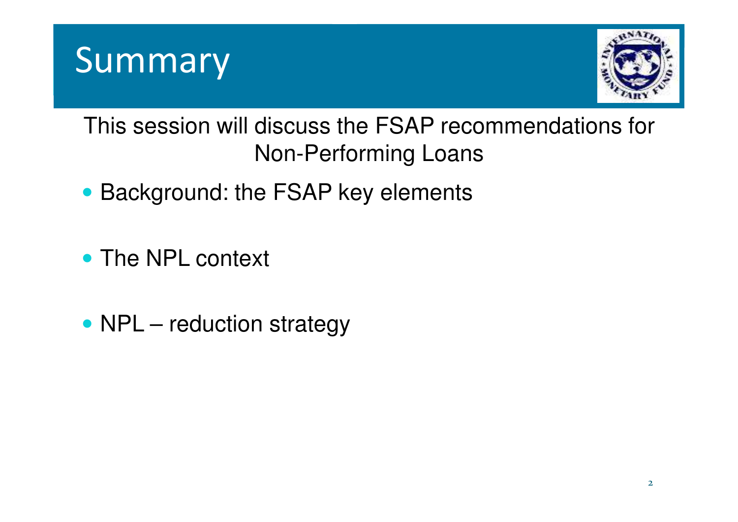# Summary

This session will discuss the FSAP recommendations for Non-Performing Loans

- Background: the FSAP key elements
- The NPL context
- NPL – reduction strategy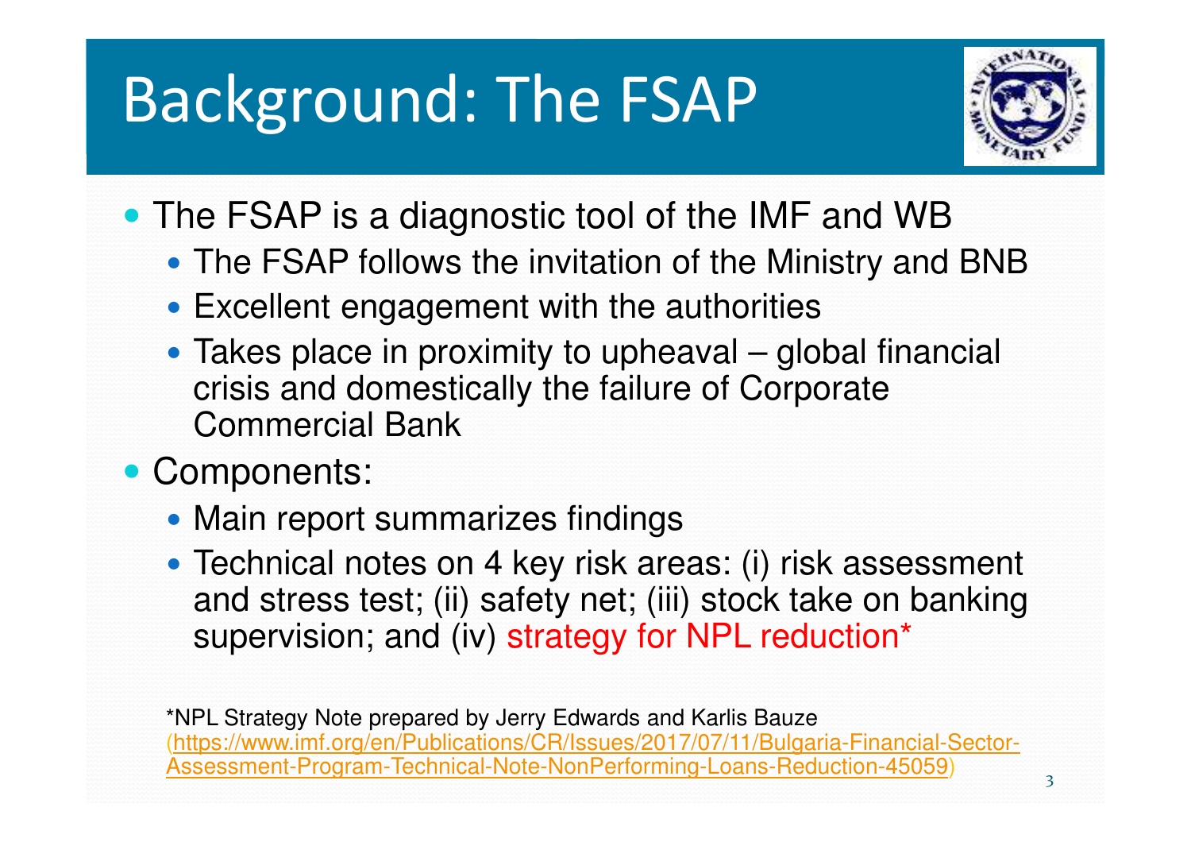# Background: The FSAP

- The FSAP is a diagnostic tool of the IMF and WB
  - The FSAP follows the invitation of the Ministry and BNB
  - Excellent engagement with the authorities
  - Takes place in proximity to upheaval – global financial crisis and domestically the failure of Corporate Commercial Bank
- Components:
  - Main report summarizes findings
  - Technical notes on 4 key risk areas: (i) risk assessment and stress test; (ii) safety net; (iii) stock take on banking supervision; and (iv) strategy for NPL reduction*

*NPL Strategy Note prepared by Jerry Edwards and Karlis Bauze (https://www.imf.org/en/Publications/CR/Issues/2017/07/11/Bulgaria-Financial-Sector-Assessment-Program-Technical-Note-NonPerforming-Loans-Reduction-45059)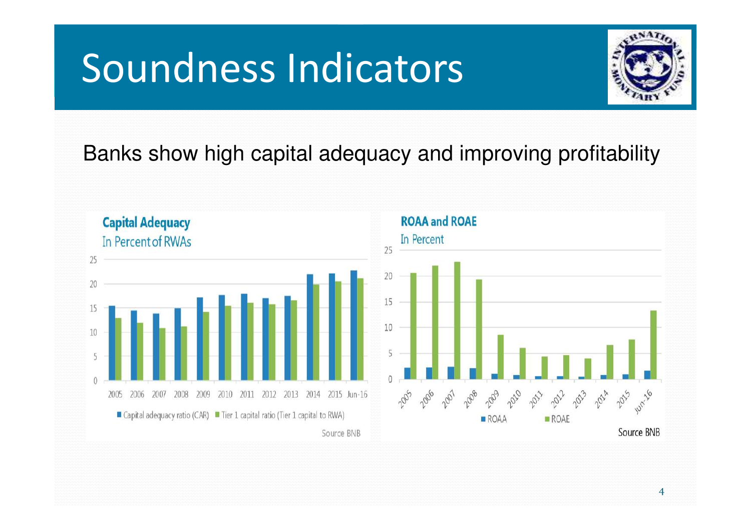# Soundness Indicators

Banks show high capital adequacy and improving profitability

**Capital Adequacy**
In Percent of RWAs

■ Capital adequacy ratio (CAR) ■ Tier 1 capital ratio (Tier 1 capital to RWA)

Source BNB

**ROAA and ROAE**
In Percent

■ ROAA ■ ROAE

Source BNB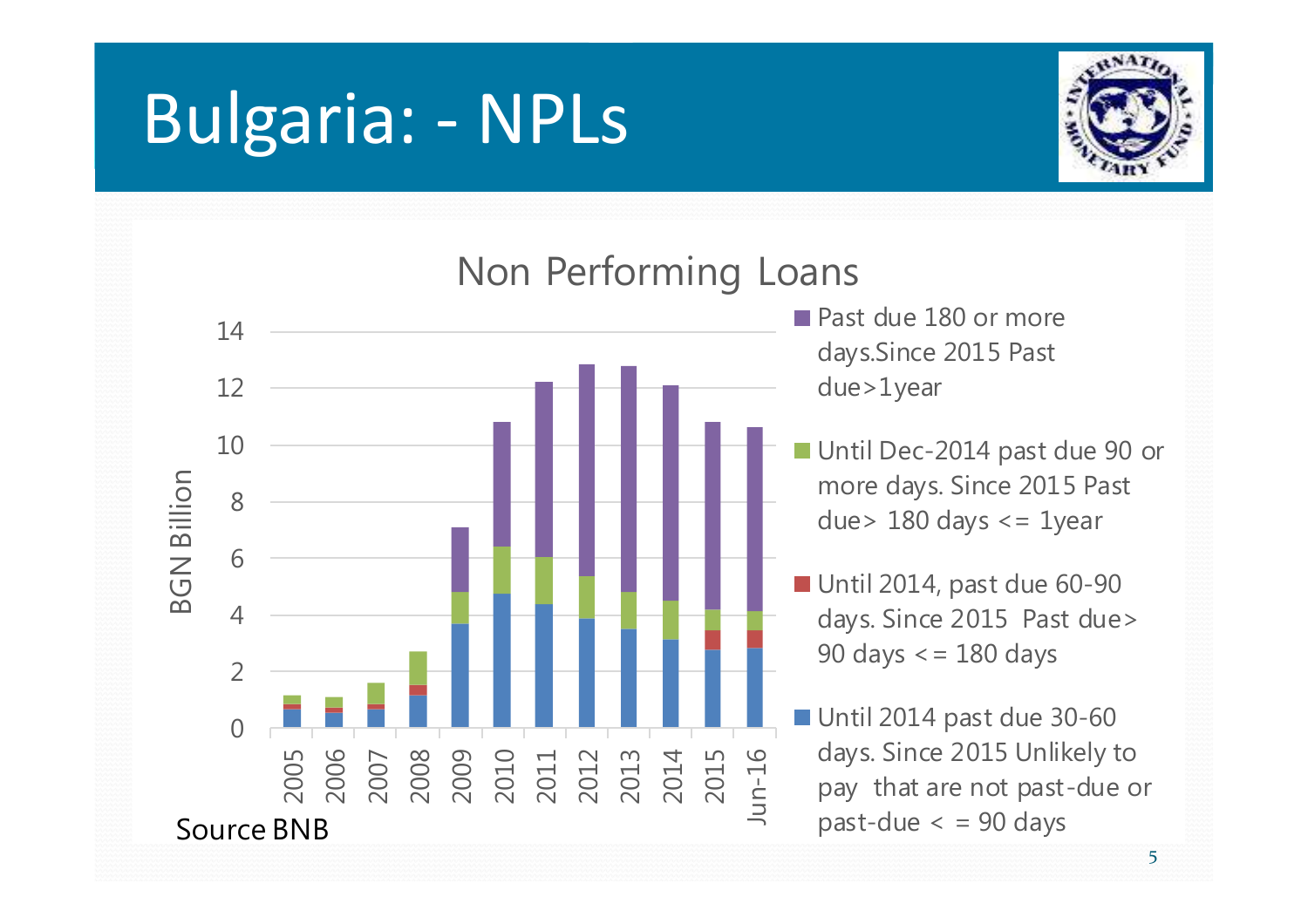# Bulgaria: - NPLs

Non Performing Loans

BGN Billion

- Past due 180 or more days.Since 2015 Past due>1year
- Until Dec-2014 past due 90 or more days. Since 2015 Past due> 180 days <= 1year
- Until 2014, past due 60-90 days. Since 2015 Past due> 90 days <= 180 days
- Until 2014 past due 30-60 days. Since 2015 Unlikely to pay that are not past-due or past-due < = 90 days

Source BNB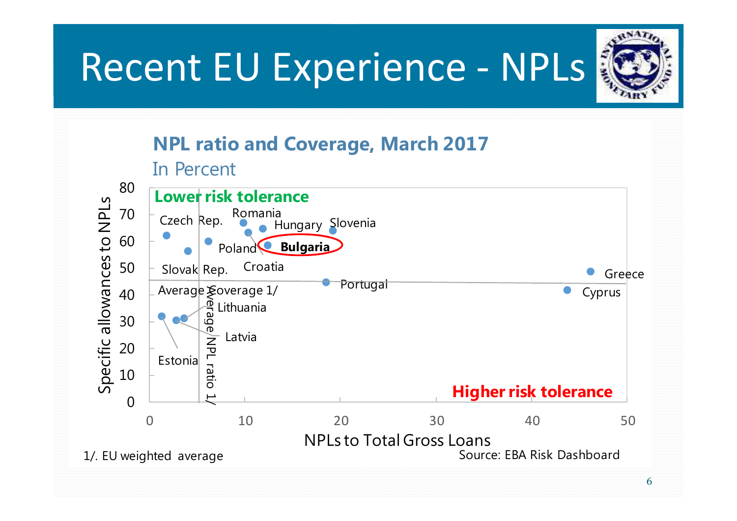# Recent EU Experience - NPLs

**NPL ratio and Coverage, March 2017**

In Percent

Lower risk tolerance

Czech Rep. Romania Hungary Slovenia Poland **Bulgaria** Croatia Slovak Rep. Greece Average Coverage 1/ Portugal Cyprus Lithuania Latvia Estonia Average NPL ratio 1/

Higher risk tolerance

Specific allowances to NPLs

NPLs to Total Gross Loans

1/. EU weighted average

Source: EBA Risk Dashboard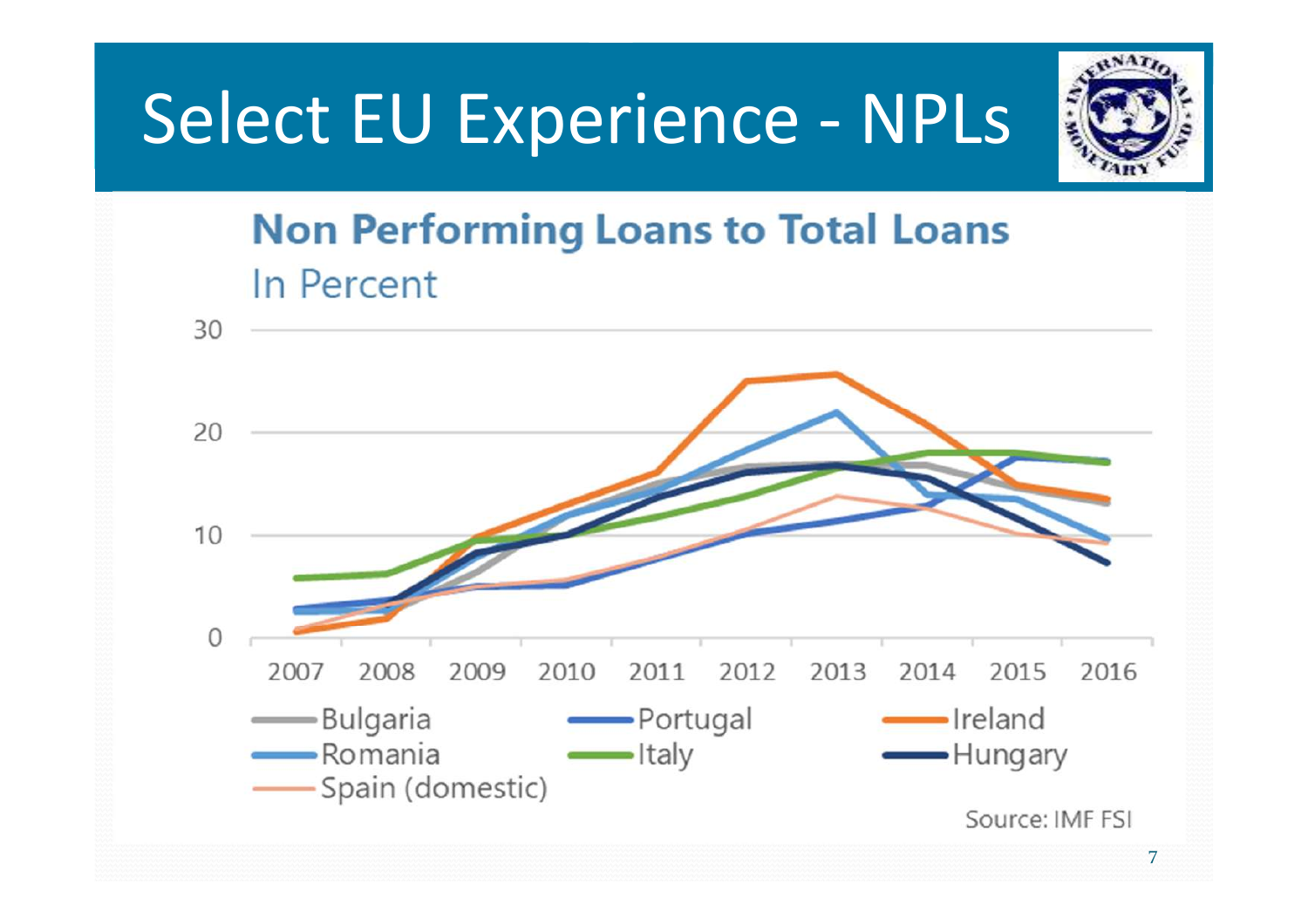# Select EU Experience - NPLs

## Non Performing Loans to Total Loans

In Percent

Legend: Bulgaria, Portugal, Ireland, Romania, Italy, Hungary, Spain (domestic)

Source: IMF FSI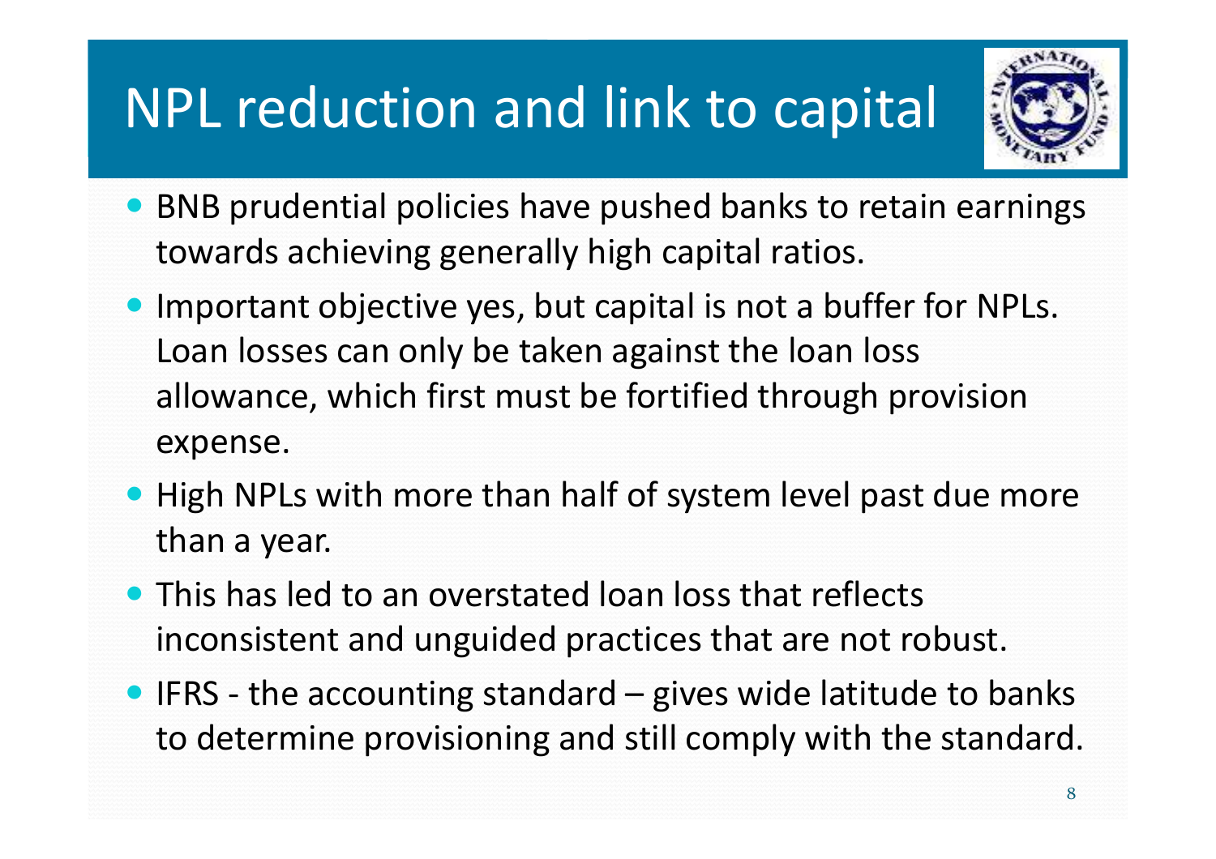# NPL reduction and link to capital

- BNB prudential policies have pushed banks to retain earnings towards achieving generally high capital ratios.
- Important objective yes, but capital is not a buffer for NPLs. Loan losses can only be taken against the loan loss allowance, which first must be fortified through provision expense.
- High NPLs with more than half of system level past due more than a year.
- This has led to an overstated loan loss that reflects inconsistent and unguided practices that are not robust.
- IFRS - the accounting standard – gives wide latitude to banks to determine provisioning and still comply with the standard.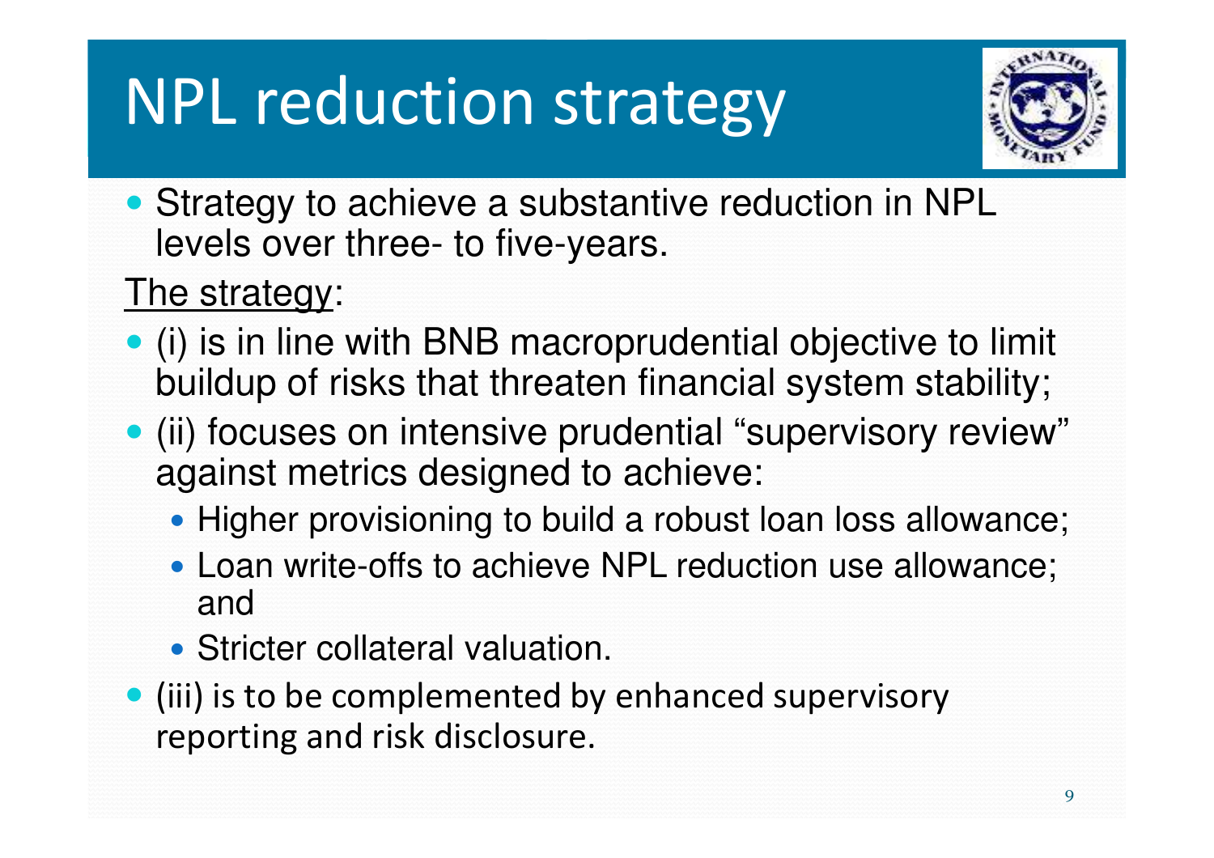# NPL reduction strategy

- Strategy to achieve a substantive reduction in NPL levels over three- to five-years.

<u>The strategy</u>:

- (i) is in line with BNB macroprudential objective to limit buildup of risks that threaten financial system stability;
- (ii) focuses on intensive prudential "supervisory review" against metrics designed to achieve:
  - Higher provisioning to build a robust loan loss allowance;
  - Loan write-offs to achieve NPL reduction use allowance; and
  - Stricter collateral valuation.
- (iii) is to be complemented by enhanced supervisory reporting and risk disclosure.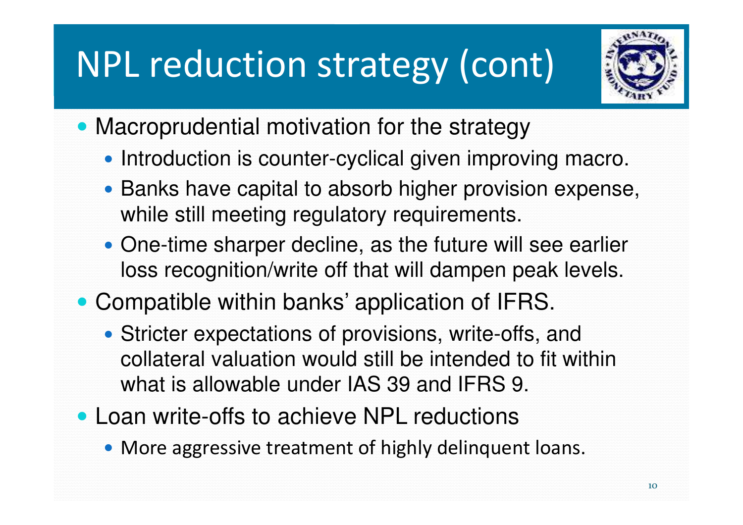# NPL reduction strategy (cont)

- Macroprudential motivation for the strategy
  - Introduction is counter-cyclical given improving macro.
  - Banks have capital to absorb higher provision expense, while still meeting regulatory requirements.
  - One-time sharper decline, as the future will see earlier loss recognition/write off that will dampen peak levels.
- Compatible within banks' application of IFRS.
  - Stricter expectations of provisions, write-offs, and collateral valuation would still be intended to fit within what is allowable under IAS 39 and IFRS 9.
- Loan write-offs to achieve NPL reductions
  - More aggressive treatment of highly delinquent loans.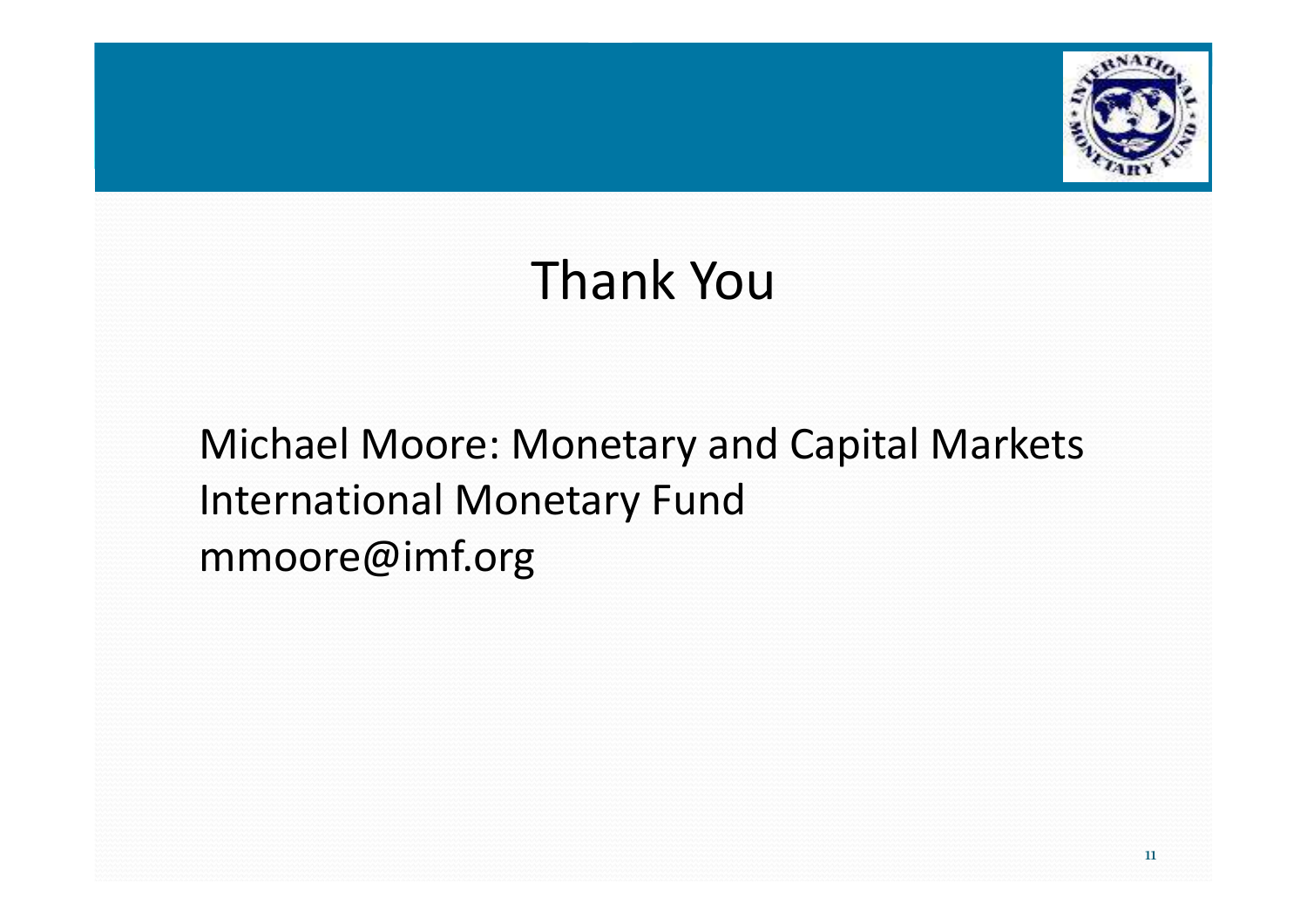# Thank You

Michael Moore: Monetary and Capital Markets
International Monetary Fund
mmoore@imf.org